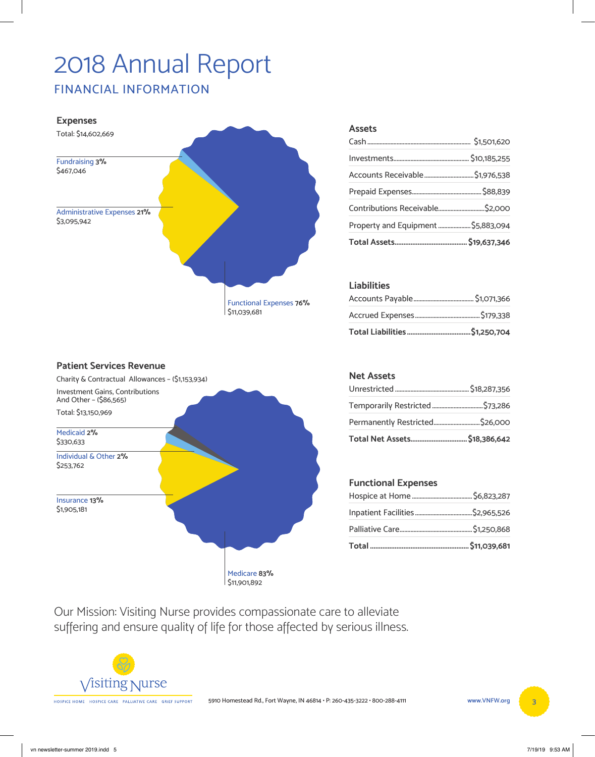# 2018 Annual Report

## FINANCIAL INFORMATION

### Expenses

Total: $14,602,669

Fundraising **3%**
$467,046

Administrative Expenses **21%**
$3,095,942

Functional Expenses **76%**
$11,039,681

### Assets

| Assets | |
|---|---|
| Cash | $1,501,620 |
| Investments | $10,185,255 |
| Accounts Receivable | $1,976,538 |
| Prepaid Expenses | $88,839 |
| Contributions Receivable | $2,000 |
| Property and Equipment | $5,883,094 |
| **Total Assets** | **$19,637,346** |

### Liabilities

| Liabilities | |
|---|---|
| Accounts Payable | $1,071,366 |
| Accrued Expenses | $179,338 |
| **Total Liabilities** | **$1,250,704** |

### Patient Services Revenue

Charity & Contractual Allowances – ($1,153,934)

Investment Gains, Contributions And Other – ($86,565)

Total: $13,150,969

Medicaid **2%**
$330,633

Individual & Other **2%**
$253,762

Insurance **13%**
$1,905,181

Medicare **83%**
$11,901,892

### Net Assets

| Net Assets | |
|---|---|
| Unrestricted | $18,287,356 |
| Temporarily Restricted | $73,286 |
| Permanently Restricted | $26,000 |
| **Total Net Assets** | **$18,386,642** |

### Functional Expenses

| Functional Expenses | |
|---|---|
| Hospice at Home | $6,823,287 |
| Inpatient Facilities | $2,965,526 |
| Palliative Care | $1,250,868 |
| **Total** | **$11,039,681** |

Our Mission: Visiting Nurse provides compassionate care to alleviate suffering and ensure quality of life for those affected by serious illness.

Visiting Nurse
HOSPICE HOME · HOSPICE CARE · PALLIATIVE CARE · GRIEF SUPPORT

5910 Homestead Rd., Fort Wayne, IN 46814 • P: 260-435-3222 • 800-288-4111

www.VNFW.org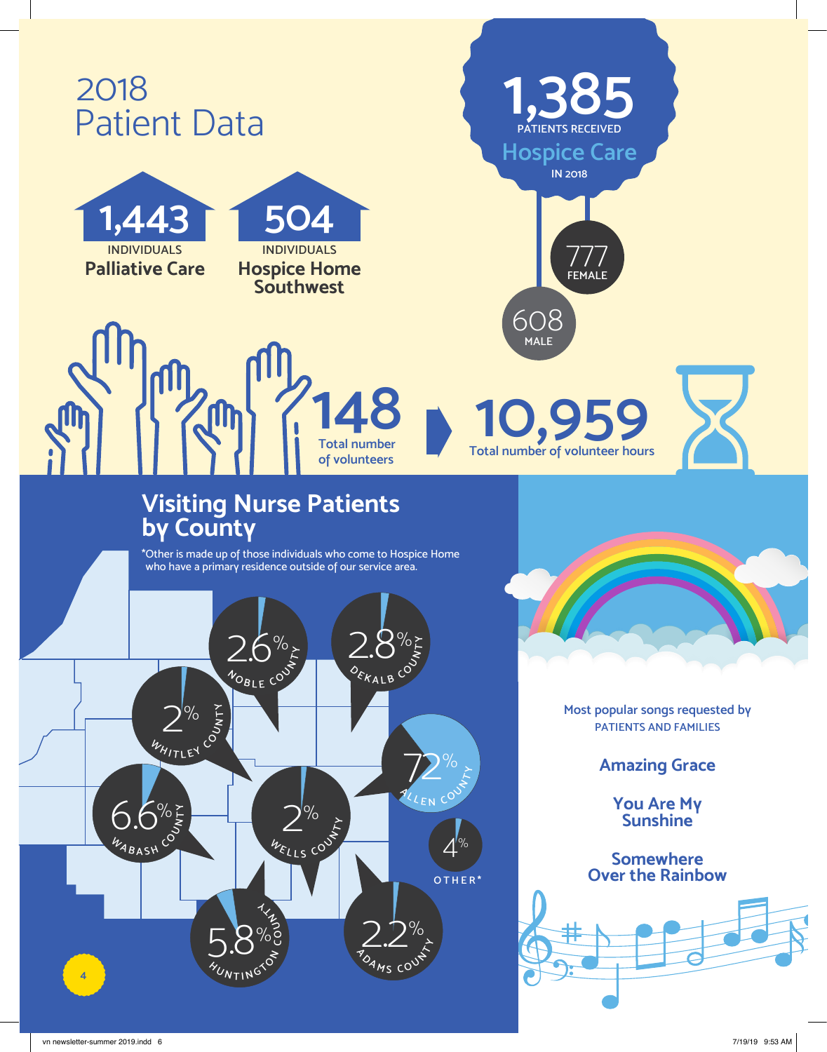# 2018 Patient Data

**1,385** PATIENTS RECEIVED **Hospice Care** IN 2018

- 777 FEMALE
- 608 MALE

**1,443** INDIVIDUALS **Palliative Care**

**504** INDIVIDUALS **Hospice Home Southwest**

**148** Total number of volunteers

**10,959** Total number of volunteer hours

## Visiting Nurse Patients by County

*Other is made up of those individuals who come to Hospice Home who have a primary residence outside of our service area.

| County | Percentage |
|---|---|
| Noble County | 2.6% |
| DeKalb County | 2.8% |
| Whitley County | 2% |
| Allen County | 72% |
| Wabash County | 6.6% |
| Wells County | 2% |
| Other* | 4% |
| Huntington County | 5.8% |
| Adams County | 2.2% |

Most popular songs requested by PATIENTS AND FAMILIES

**Amazing Grace**

**You Are My Sunshine**

**Somewhere Over the Rainbow**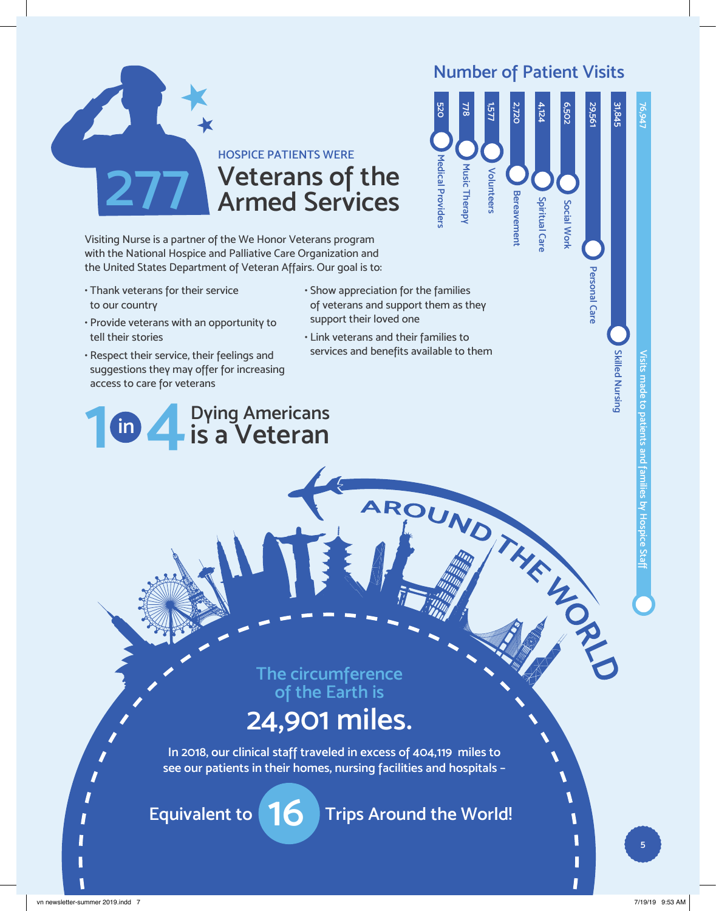## 277 HOSPICE PATIENTS WERE Veterans of the Armed Services

Visiting Nurse is a partner of the We Honor Veterans program with the National Hospice and Palliative Care Organization and the United States Department of Veteran Affairs. Our goal is to:

- Thank veterans for their service to our country
- Provide veterans with an opportunity to tell their stories
- Respect their service, their feelings and suggestions they may offer for increasing access to care for veterans
- Show appreciation for the families of veterans and support them as they support their loved one
- Link veterans and their families to services and benefits available to them

## 1 in 4 Dying Americans is a Veteran

## Number of Patient Visits

520 Medical Providers

778 Music Therapy

1,577 Volunteers

2,720 Bereavement

4,124 Spiritual Care

6,502 Social Work

29,561 Personal Care

31,845 Skilled Nursing

76,947 Visits made to patients and families by Hospice Staff

## AROUND THE WORLD

The circumference of the Earth is

**24,901 miles.**

**In 2018, our clinical staff traveled in excess of 404,119 miles to see our patients in their homes, nursing facilities and hospitals –**

**Equivalent to 16 Trips Around the World!**